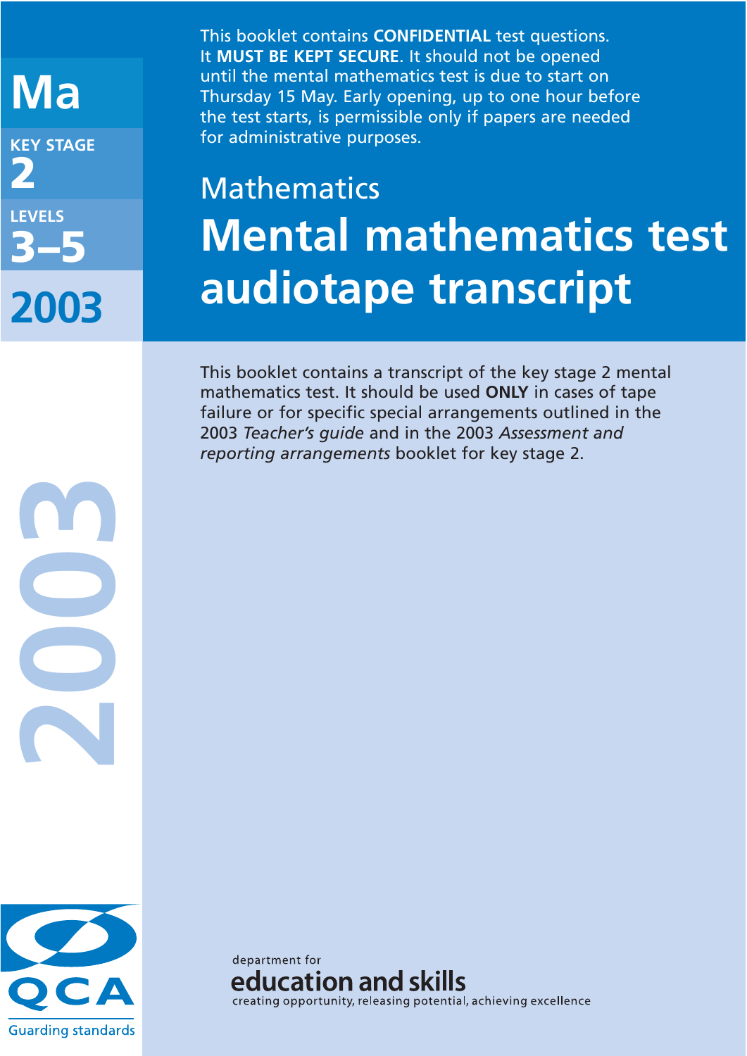Ma

KEY STAGE

2

LEVELS

3–5

2003

This booklet contains **CONFIDENTIAL** test questions. It **MUST BE KEPT SECURE**. It should not be opened until the mental mathematics test is due to start on Thursday 15 May. Early opening, up to one hour before the test starts, is permissible only if papers are needed for administrative purposes.

Mathematics

# Mental mathematics test audiotape transcript

This booklet contains a transcript of the key stage 2 mental mathematics test. It should be used **ONLY** in cases of tape failure or for specific special arrangements outlined in the 2003 *Teacher's guide* and in the 2003 *Assessment and reporting arrangements* booklet for key stage 2.

QCA

Guarding standards

department for
education and skills
creating opportunity, releasing potential, achieving excellence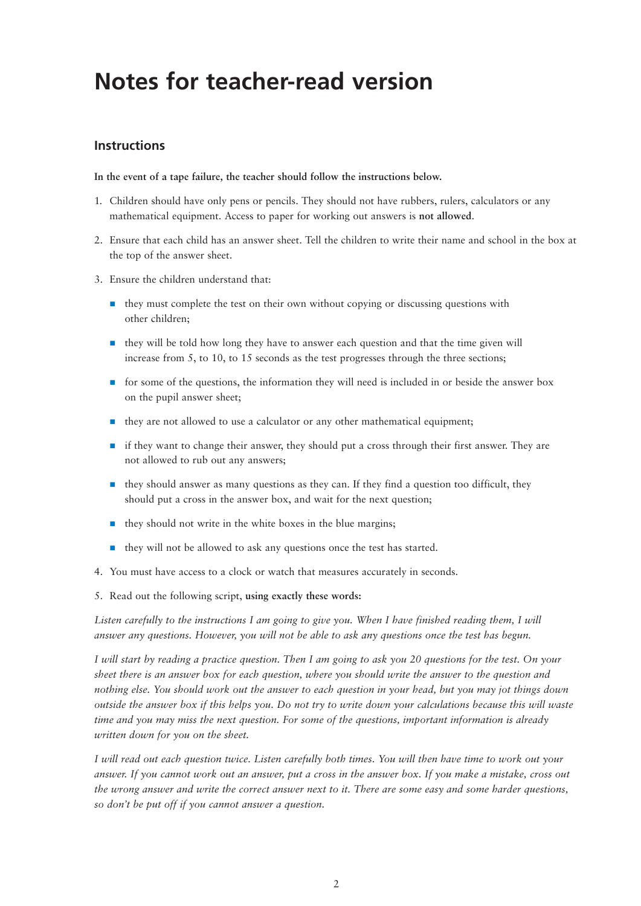# Notes for teacher-read version

## Instructions

**In the event of a tape failure, the teacher should follow the instructions below.**

1. Children should have only pens or pencils. They should not have rubbers, rulers, calculators or any mathematical equipment. Access to paper for working out answers is **not allowed**.
2. Ensure that each child has an answer sheet. Tell the children to write their name and school in the box at the top of the answer sheet.
3. Ensure the children understand that:
   - they must complete the test on their own without copying or discussing questions with other children;
   - they will be told how long they have to answer each question and that the time given will increase from 5, to 10, to 15 seconds as the test progresses through the three sections;
   - for some of the questions, the information they will need is included in or beside the answer box on the pupil answer sheet;
   - they are not allowed to use a calculator or any other mathematical equipment;
   - if they want to change their answer, they should put a cross through their first answer. They are not allowed to rub out any answers;
   - they should answer as many questions as they can. If they find a question too difficult, they should put a cross in the answer box, and wait for the next question;
   - they should not write in the white boxes in the blue margins;
   - they will not be allowed to ask any questions once the test has started.
4. You must have access to a clock or watch that measures accurately in seconds.
5. Read out the following script, **using exactly these words:**

*Listen carefully to the instructions I am going to give you. When I have finished reading them, I will answer any questions. However, you will not be able to ask any questions once the test has begun.*

*I will start by reading a practice question. Then I am going to ask you 20 questions for the test. On your sheet there is an answer box for each question, where you should write the answer to the question and nothing else. You should work out the answer to each question in your head, but you may jot things down outside the answer box if this helps you. Do not try to write down your calculations because this will waste time and you may miss the next question. For some of the questions, important information is already written down for you on the sheet.*

*I will read out each question twice. Listen carefully both times. You will then have time to work out your answer. If you cannot work out an answer, put a cross in the answer box. If you make a mistake, cross out the wrong answer and write the correct answer next to it. There are some easy and some harder questions, so don't be put off if you cannot answer a question.*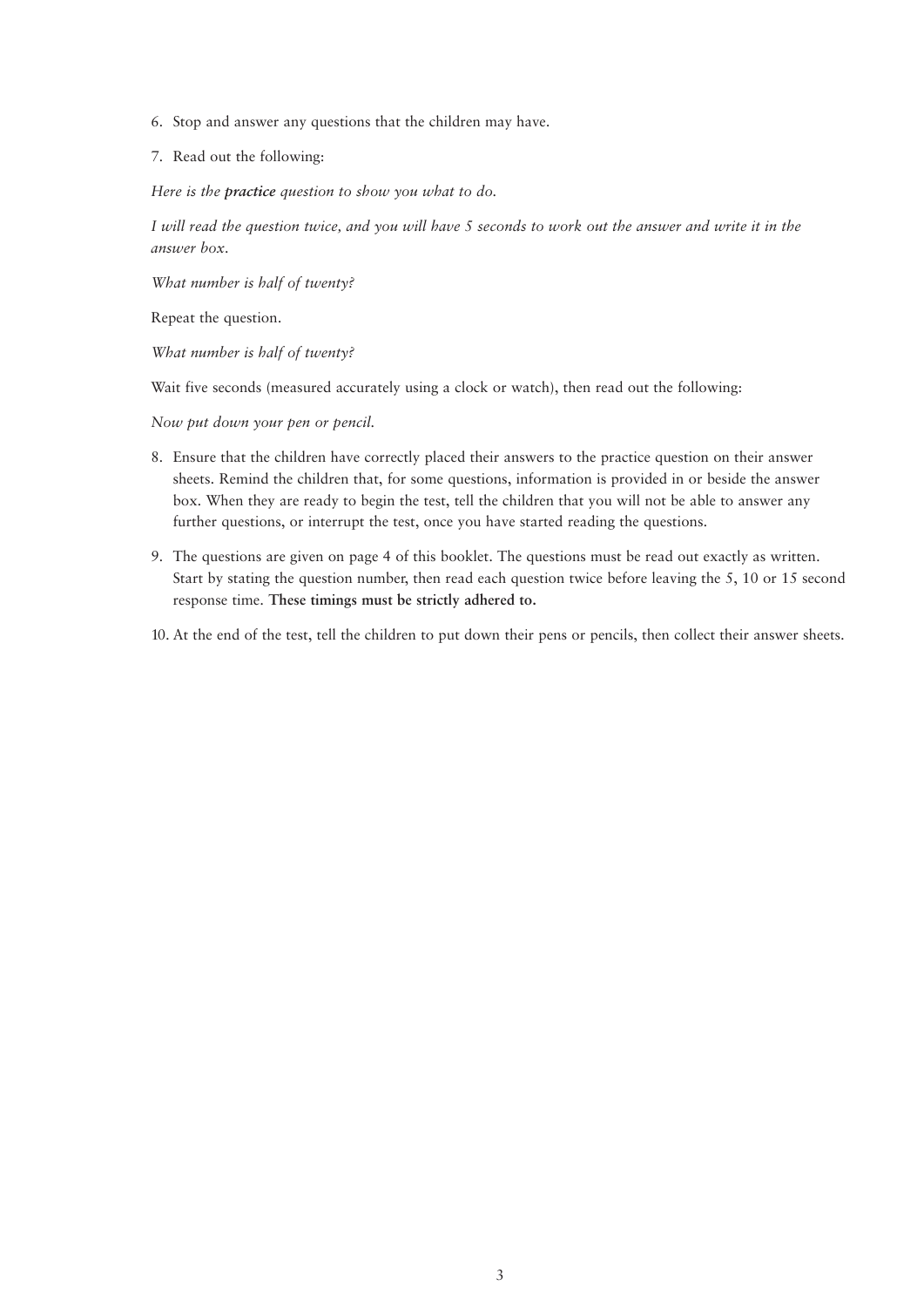6. Stop and answer any questions that the children may have.

7. Read out the following:

   *Here is the **practice** question to show you what to do.*

   *I will read the question twice, and you will have 5 seconds to work out the answer and write it in the answer box.*

   *What number is half of twenty?*

   Repeat the question.

   *What number is half of twenty?*

   Wait five seconds (measured accurately using a clock or watch), then read out the following:

   *Now put down your pen or pencil.*

8. Ensure that the children have correctly placed their answers to the practice question on their answer sheets. Remind the children that, for some questions, information is provided in or beside the answer box. When they are ready to begin the test, tell the children that you will not be able to answer any further questions, or interrupt the test, once you have started reading the questions.

9. The questions are given on page 4 of this booklet. The questions must be read out exactly as written. Start by stating the question number, then read each question twice before leaving the 5, 10 or 15 second response time. **These timings must be strictly adhered to.**

10. At the end of the test, tell the children to put down their pens or pencils, then collect their answer sheets.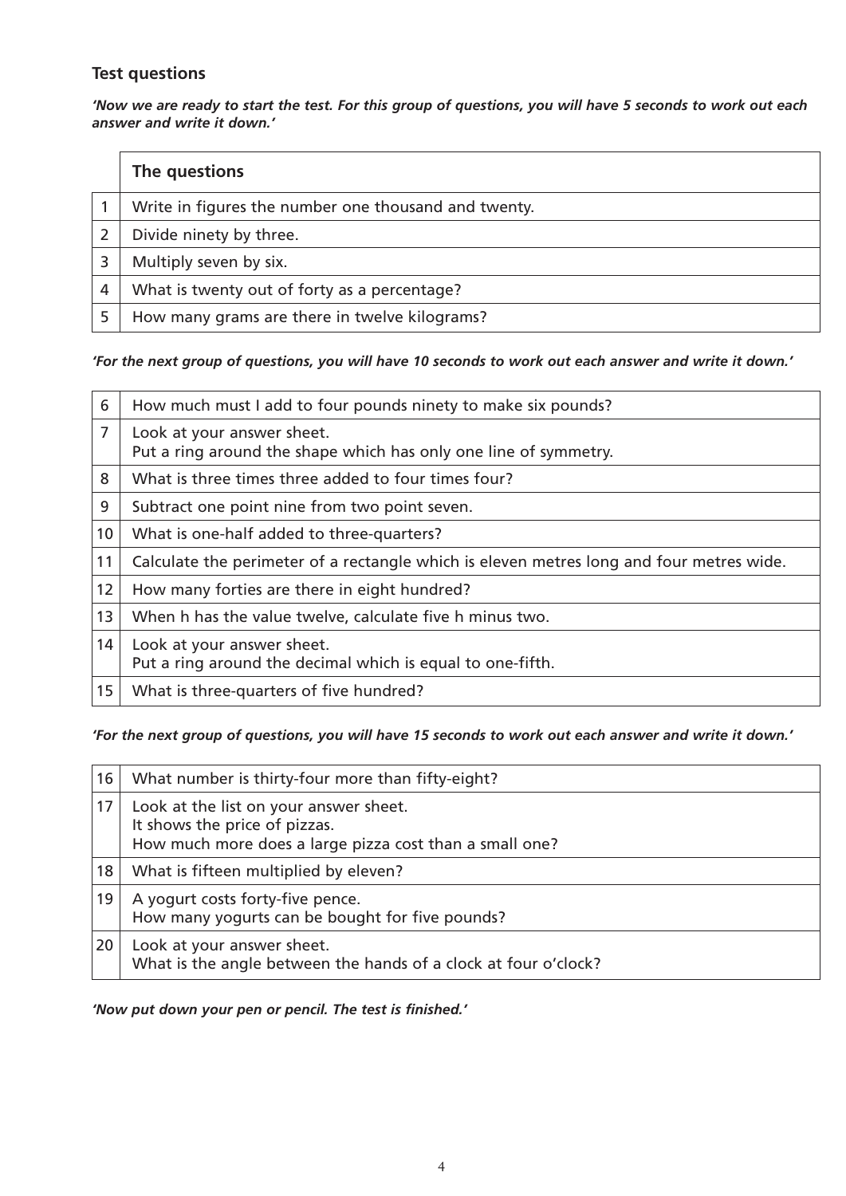### Test questions

*'Now we are ready to start the test. For this group of questions, you will have 5 seconds to work out each answer and write it down.'*

| | **The questions** |
|---|---|
| 1 | Write in figures the number one thousand and twenty. |
| 2 | Divide ninety by three. |
| 3 | Multiply seven by six. |
| 4 | What is twenty out of forty as a percentage? |
| 5 | How many grams are there in twelve kilograms? |

*'For the next group of questions, you will have 10 seconds to work out each answer and write it down.'*

| | |
|---|---|
| 6 | How much must I add to four pounds ninety to make six pounds? |
| 7 | Look at your answer sheet.<br>Put a ring around the shape which has only one line of symmetry. |
| 8 | What is three times three added to four times four? |
| 9 | Subtract one point nine from two point seven. |
| 10 | What is one-half added to three-quarters? |
| 11 | Calculate the perimeter of a rectangle which is eleven metres long and four metres wide. |
| 12 | How many forties are there in eight hundred? |
| 13 | When h has the value twelve, calculate five h minus two. |
| 14 | Look at your answer sheet.<br>Put a ring around the decimal which is equal to one-fifth. |
| 15 | What is three-quarters of five hundred? |

*'For the next group of questions, you will have 15 seconds to work out each answer and write it down.'*

| | |
|---|---|
| 16 | What number is thirty-four more than fifty-eight? |
| 17 | Look at the list on your answer sheet.<br>It shows the price of pizzas.<br>How much more does a large pizza cost than a small one? |
| 18 | What is fifteen multiplied by eleven? |
| 19 | A yogurt costs forty-five pence.<br>How many yogurts can be bought for five pounds? |
| 20 | Look at your answer sheet.<br>What is the angle between the hands of a clock at four o'clock? |

*'Now put down your pen or pencil. The test is finished.'*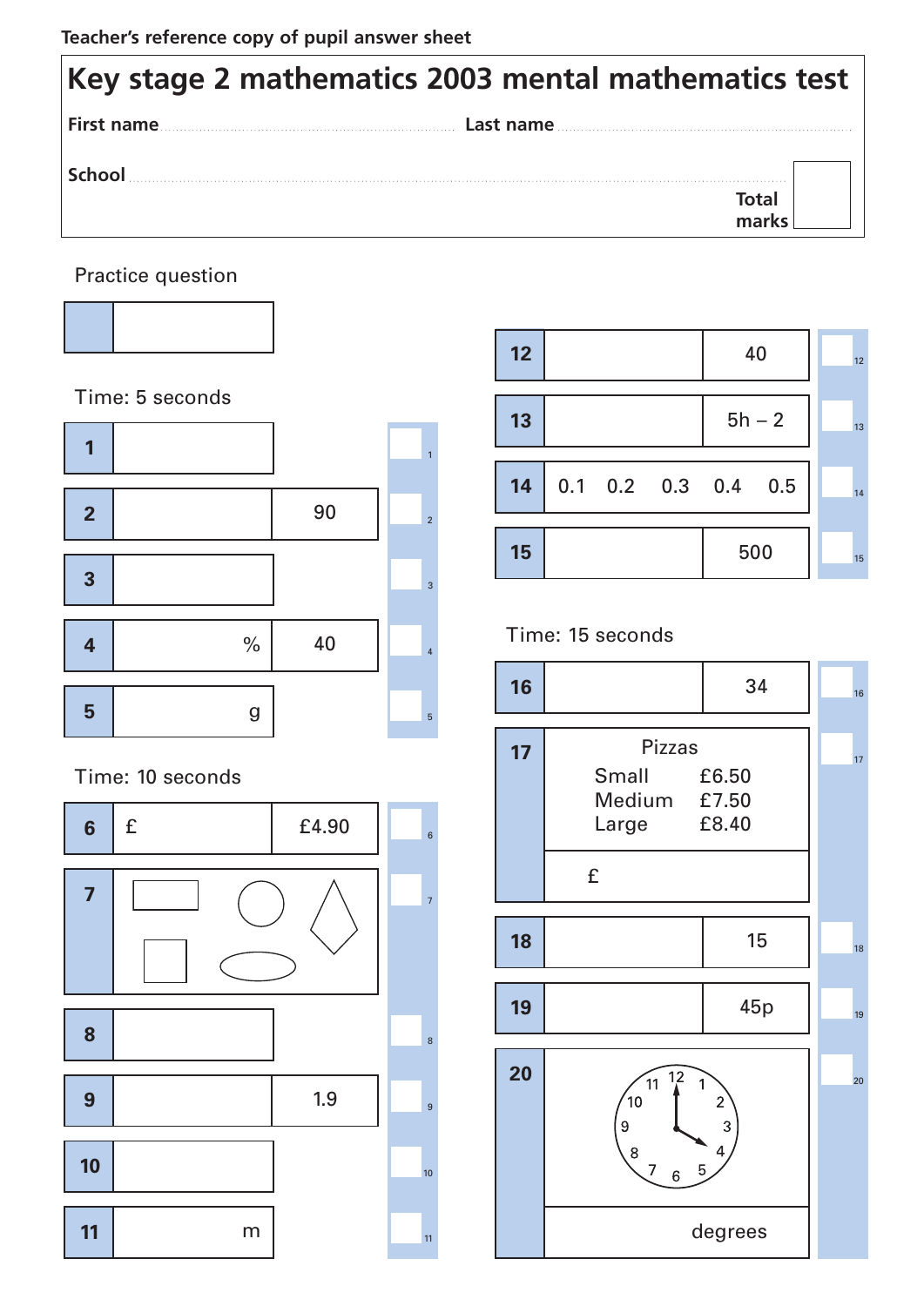Teacher's reference copy of pupil answer sheet

# Key stage 2 mathematics 2003 mental mathematics test

**First name** ............................................ **Last name** ............................................

**School** ............................................

**Total marks**

Practice question

| | |
|---|---|

Time: 5 seconds

| Question | Answer | Given |
|---|---|---|
| 1 | | |
| 2 | | 90 |
| 3 | | |
| 4 | % | 40 |
| 5 | g | |

Time: 10 seconds

| Question | Answer | Given |
|---|---|---|
| 6 | £ | £4.90 |
| 7 | (shapes: rectangle, circle, kite, square, ellipse) | |
| 8 | | |
| 9 | | 1.9 |
| 10 | | |
| 11 | m | |
| 12 | | 40 |
| 13 | | 5h – 2 |
| 14 | 0.1 0.2 0.3 0.4 0.5 | |
| 15 | | 500 |

Time: 15 seconds

| Question | Answer | Given |
|---|---|---|
| 16 | | 34 |
| 17 | Pizzas: Small £6.50, Medium £7.50, Large £8.40 — £ | |
| 18 | | 15 |
| 19 | | 45p |
| 20 | (clock showing 4 o'clock) degrees | |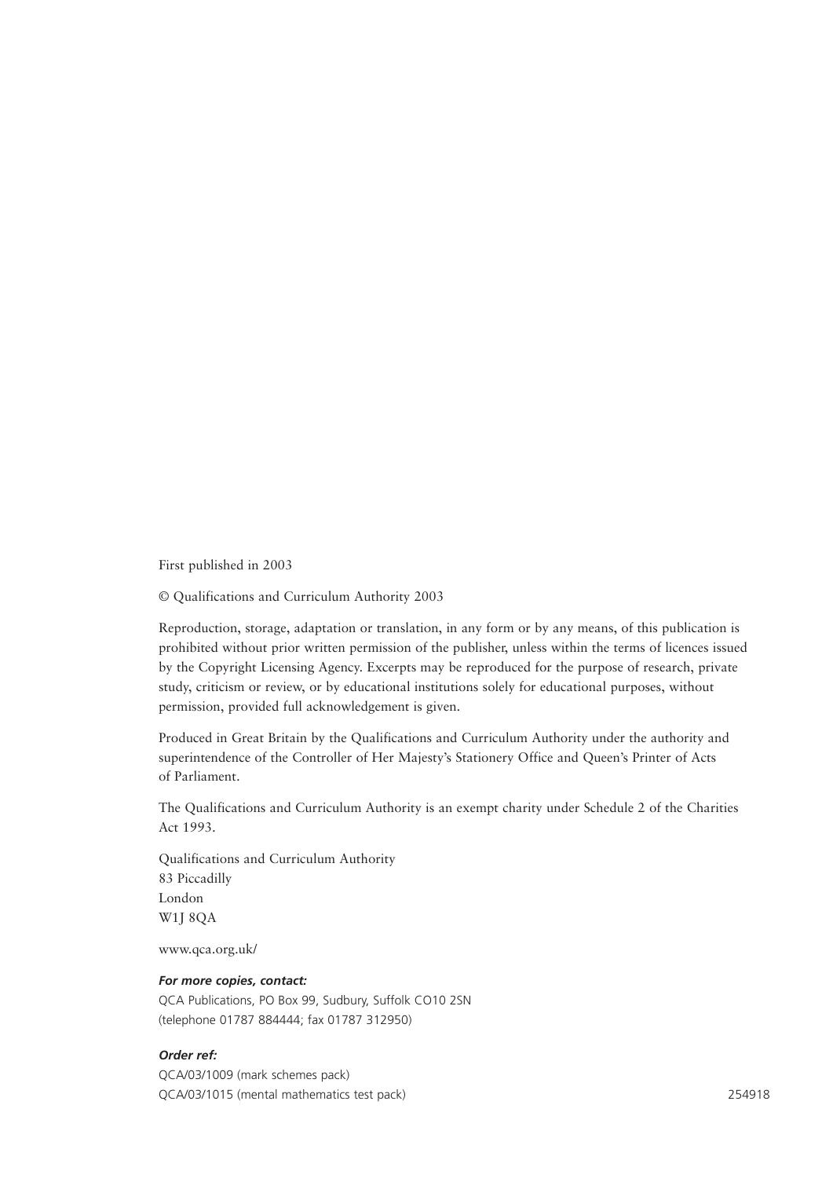First published in 2003

© Qualifications and Curriculum Authority 2003

Reproduction, storage, adaptation or translation, in any form or by any means, of this publication is prohibited without prior written permission of the publisher, unless within the terms of licences issued by the Copyright Licensing Agency. Excerpts may be reproduced for the purpose of research, private study, criticism or review, or by educational institutions solely for educational purposes, without permission, provided full acknowledgement is given.

Produced in Great Britain by the Qualifications and Curriculum Authority under the authority and superintendence of the Controller of Her Majesty's Stationery Office and Queen's Printer of Acts of Parliament.

The Qualifications and Curriculum Authority is an exempt charity under Schedule 2 of the Charities Act 1993.

Qualifications and Curriculum Authority
83 Piccadilly
London
W1J 8QA

www.qca.org.uk/

***For more copies, contact:***
QCA Publications, PO Box 99, Sudbury, Suffolk CO10 2SN
(telephone 01787 884444; fax 01787 312950)

***Order ref:***
QCA/03/1009 (mark schemes pack)
QCA/03/1015 (mental mathematics test pack)

254918